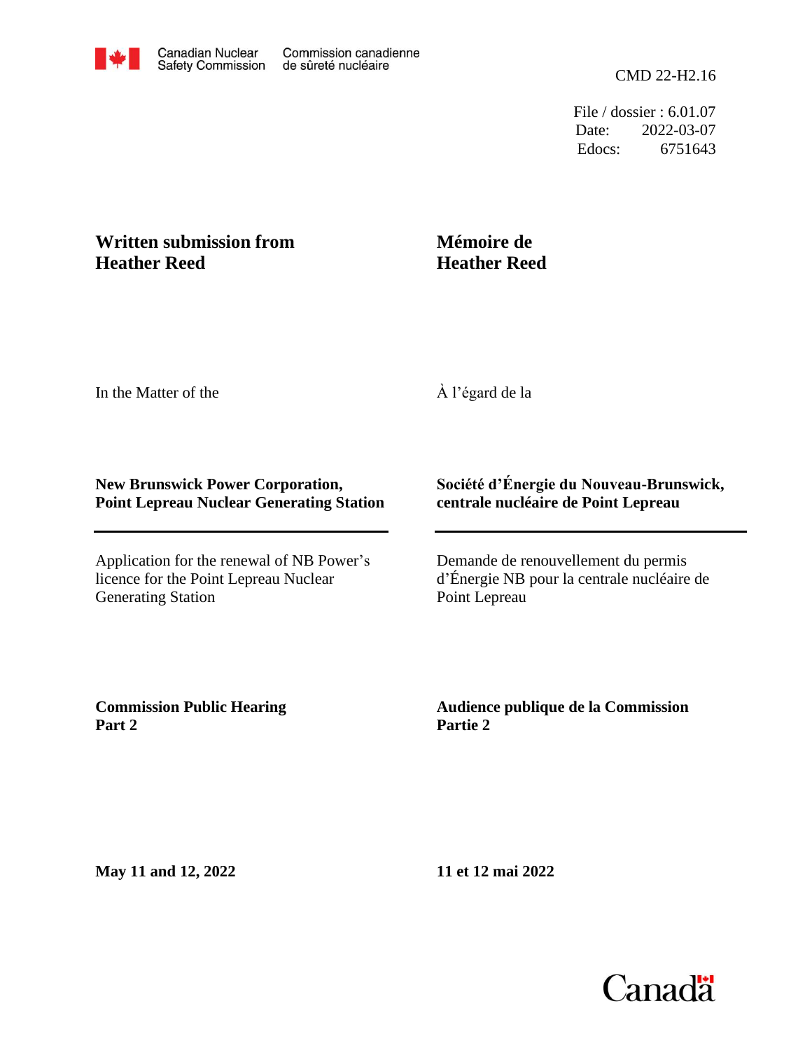Canadian Nuclear Safety Commission / Commission canadienne de sûreté nucléaire

CMD 22-H2.16

File / dossier : 6.01.07
Date: 2022-03-07
Edocs: 6751643

**Written submission from Heather Reed**

**Mémoire de Heather Reed**

In the Matter of the

À l'égard de la

**New Brunswick Power Corporation, Point Lepreau Nuclear Generating Station**

**Société d'Énergie du Nouveau-Brunswick, centrale nucléaire de Point Lepreau**

Application for the renewal of NB Power's licence for the Point Lepreau Nuclear Generating Station

Demande de renouvellement du permis d'Énergie NB pour la centrale nucléaire de Point Lepreau

**Commission Public Hearing**
**Part 2**

**Audience publique de la Commission**
**Partie 2**

**May 11 and 12, 2022**

**11 et 12 mai 2022**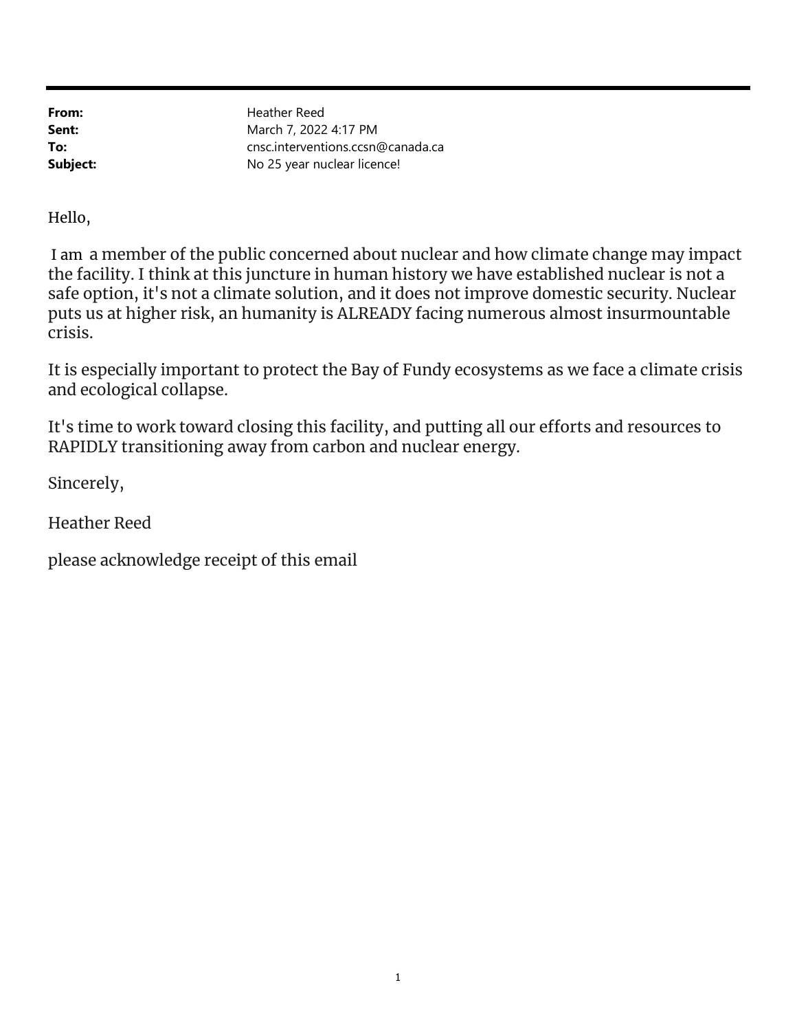**From:** Heather Reed
**Sent:** March 7, 2022 4:17 PM
**To:** cnsc.interventions.ccsn@canada.ca
**Subject:** No 25 year nuclear licence!

Hello,

I am a member of the public concerned about nuclear and how climate change may impact the facility. I think at this juncture in human history we have established nuclear is not a safe option, it's not a climate solution, and it does not improve domestic security. Nuclear puts us at higher risk, an humanity is ALREADY facing numerous almost insurmountable crisis.

It is especially important to protect the Bay of Fundy ecosystems as we face a climate crisis and ecological collapse.

It's time to work toward closing this facility, and putting all our efforts and resources to RAPIDLY transitioning away from carbon and nuclear energy.

Sincerely,

Heather Reed

please acknowledge receipt of this email